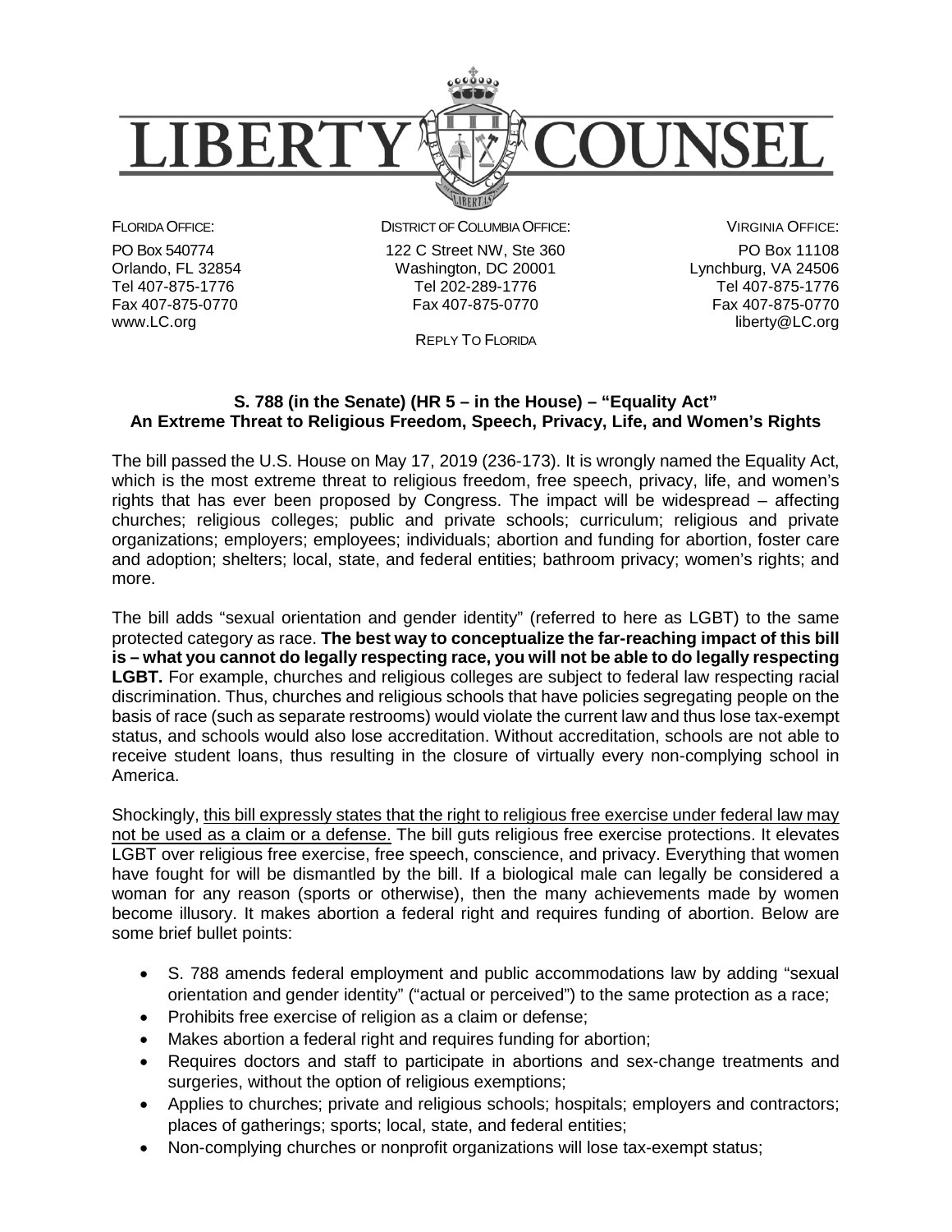# LIBERTY COUNSEL

FLORIDA OFFICE:
PO Box 540774
Orlando, FL 32854
Tel 407-875-1776
Fax 407-875-0770
www.LC.org

DISTRICT OF COLUMBIA OFFICE:
122 C Street NW, Ste 360
Washington, DC 20001
Tel 202-289-1776
Fax 407-875-0770

REPLY TO FLORIDA

VIRGINIA OFFICE:
PO Box 11108
Lynchburg, VA 24506
Tel 407-875-1776
Fax 407-875-0770
liberty@LC.org

## S. 788 (in the Senate) (HR 5 – in the House) – "Equality Act"
## An Extreme Threat to Religious Freedom, Speech, Privacy, Life, and Women's Rights

The bill passed the U.S. House on May 17, 2019 (236-173). It is wrongly named the Equality Act, which is the most extreme threat to religious freedom, free speech, privacy, life, and women's rights that has ever been proposed by Congress. The impact will be widespread – affecting churches; religious colleges; public and private schools; curriculum; religious and private organizations; employers; employees; individuals; abortion and funding for abortion, foster care and adoption; shelters; local, state, and federal entities; bathroom privacy; women's rights; and more.

The bill adds "sexual orientation and gender identity" (referred to here as LGBT) to the same protected category as race. **The best way to conceptualize the far-reaching impact of this bill is – what you cannot do legally respecting race, you will not be able to do legally respecting LGBT.** For example, churches and religious colleges are subject to federal law respecting racial discrimination. Thus, churches and religious schools that have policies segregating people on the basis of race (such as separate restrooms) would violate the current law and thus lose tax-exempt status, and schools would also lose accreditation. Without accreditation, schools are not able to receive student loans, thus resulting in the closure of virtually every non-complying school in America.

Shockingly, this bill expressly states that the right to religious free exercise under federal law may not be used as a claim or a defense. The bill guts religious free exercise protections. It elevates LGBT over religious free exercise, free speech, conscience, and privacy. Everything that women have fought for will be dismantled by the bill. If a biological male can legally be considered a woman for any reason (sports or otherwise), then the many achievements made by women become illusory. It makes abortion a federal right and requires funding of abortion. Below are some brief bullet points:

- S. 788 amends federal employment and public accommodations law by adding "sexual orientation and gender identity" ("actual or perceived") to the same protection as a race;
- Prohibits free exercise of religion as a claim or defense;
- Makes abortion a federal right and requires funding for abortion;
- Requires doctors and staff to participate in abortions and sex-change treatments and surgeries, without the option of religious exemptions;
- Applies to churches; private and religious schools; hospitals; employers and contractors; places of gatherings; sports; local, state, and federal entities;
- Non-complying churches or nonprofit organizations will lose tax-exempt status;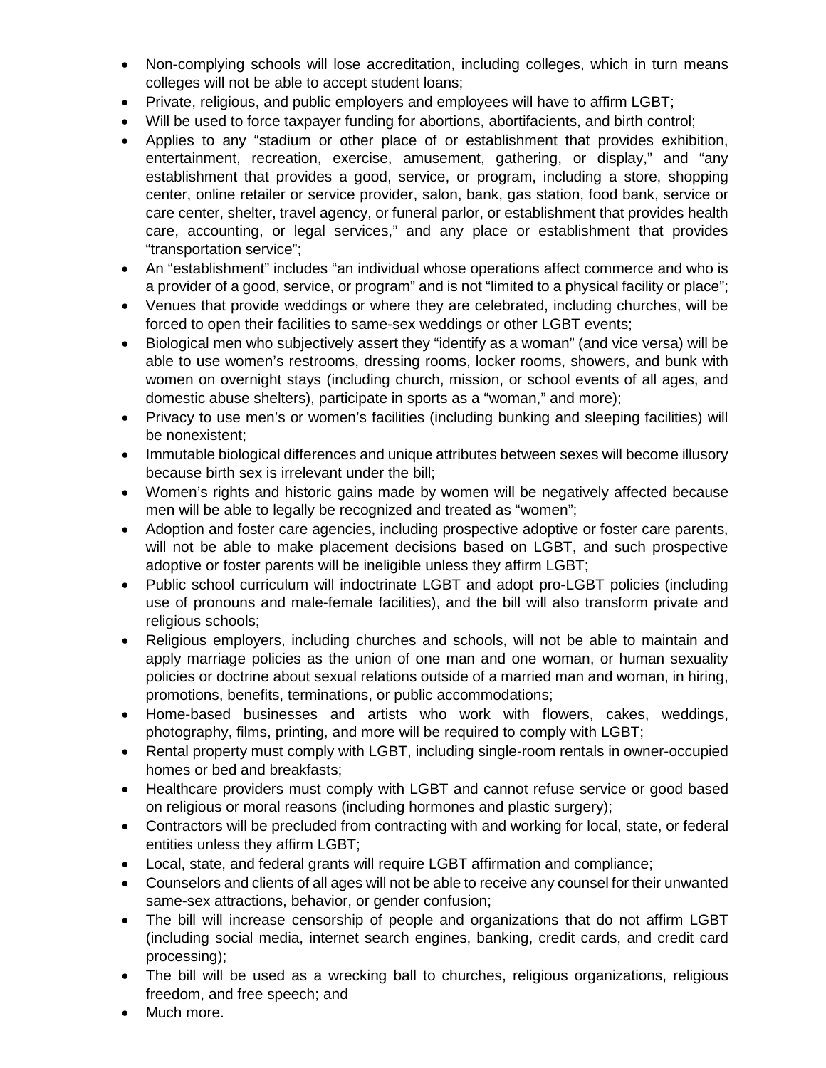- Non-complying schools will lose accreditation, including colleges, which in turn means colleges will not be able to accept student loans;
- Private, religious, and public employers and employees will have to affirm LGBT;
- Will be used to force taxpayer funding for abortions, abortifacients, and birth control;
- Applies to any "stadium or other place of or establishment that provides exhibition, entertainment, recreation, exercise, amusement, gathering, or display," and "any establishment that provides a good, service, or program, including a store, shopping center, online retailer or service provider, salon, bank, gas station, food bank, service or care center, shelter, travel agency, or funeral parlor, or establishment that provides health care, accounting, or legal services," and any place or establishment that provides "transportation service";
- An "establishment" includes "an individual whose operations affect commerce and who is a provider of a good, service, or program" and is not "limited to a physical facility or place";
- Venues that provide weddings or where they are celebrated, including churches, will be forced to open their facilities to same-sex weddings or other LGBT events;
- Biological men who subjectively assert they "identify as a woman" (and vice versa) will be able to use women's restrooms, dressing rooms, locker rooms, showers, and bunk with women on overnight stays (including church, mission, or school events of all ages, and domestic abuse shelters), participate in sports as a "woman," and more);
- Privacy to use men's or women's facilities (including bunking and sleeping facilities) will be nonexistent;
- Immutable biological differences and unique attributes between sexes will become illusory because birth sex is irrelevant under the bill;
- Women's rights and historic gains made by women will be negatively affected because men will be able to legally be recognized and treated as "women";
- Adoption and foster care agencies, including prospective adoptive or foster care parents, will not be able to make placement decisions based on LGBT, and such prospective adoptive or foster parents will be ineligible unless they affirm LGBT;
- Public school curriculum will indoctrinate LGBT and adopt pro-LGBT policies (including use of pronouns and male-female facilities), and the bill will also transform private and religious schools;
- Religious employers, including churches and schools, will not be able to maintain and apply marriage policies as the union of one man and one woman, or human sexuality policies or doctrine about sexual relations outside of a married man and woman, in hiring, promotions, benefits, terminations, or public accommodations;
- Home-based businesses and artists who work with flowers, cakes, weddings, photography, films, printing, and more will be required to comply with LGBT;
- Rental property must comply with LGBT, including single-room rentals in owner-occupied homes or bed and breakfasts;
- Healthcare providers must comply with LGBT and cannot refuse service or good based on religious or moral reasons (including hormones and plastic surgery);
- Contractors will be precluded from contracting with and working for local, state, or federal entities unless they affirm LGBT;
- Local, state, and federal grants will require LGBT affirmation and compliance;
- Counselors and clients of all ages will not be able to receive any counsel for their unwanted same-sex attractions, behavior, or gender confusion;
- The bill will increase censorship of people and organizations that do not affirm LGBT (including social media, internet search engines, banking, credit cards, and credit card processing);
- The bill will be used as a wrecking ball to churches, religious organizations, religious freedom, and free speech; and
- Much more.